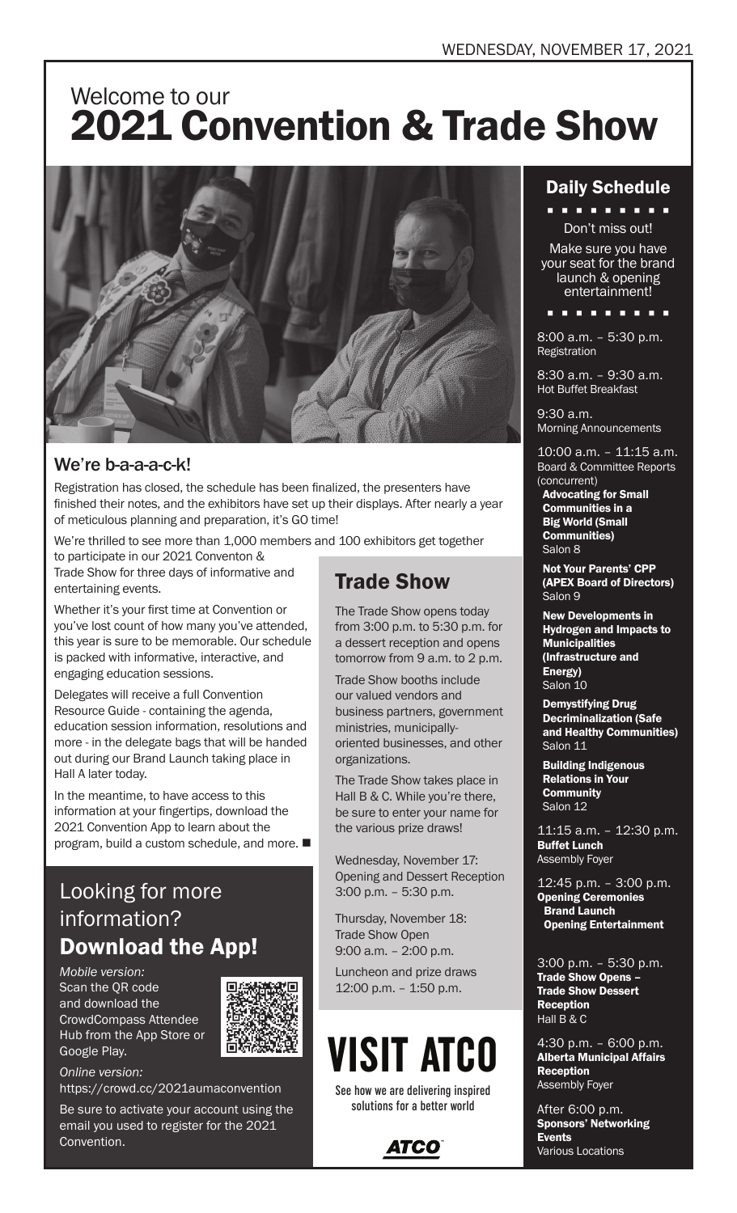WEDNESDAY, NOVEMBER 17, 2021

# Welcome to our **2021 Convention & Trade Show**

## We're b-a-a-a-c-k!

Registration has closed, the schedule has been finalized, the presenters have finished their notes, and the exhibitors have set up their displays. After nearly a year of meticulous planning and preparation, it's GO time!

We're thrilled to see more than 1,000 members and 100 exhibitors get together to participate in our 2021 Conventon & Trade Show for three days of informative and entertaining events.

Whether it's your first time at Convention or you've lost count of how many you've attended, this year is sure to be memorable. Our schedule is packed with informative, interactive, and engaging education sessions.

Delegates will receive a full Convention Resource Guide - containing the agenda, education session information, resolutions and more - in the delegate bags that will be handed out during our Brand Launch taking place in Hall A later today.

In the meantime, to have access to this information at your fingertips, download the 2021 Convention App to learn about the program, build a custom schedule, and more. ■

## Trade Show

The Trade Show opens today from 3:00 p.m. to 5:30 p.m. for a dessert reception and opens tomorrow from 9 a.m. to 2 p.m.

Trade Show booths include our valued vendors and business partners, government ministries, municipally-oriented businesses, and other organizations.

The Trade Show takes place in Hall B & C. While you're there, be sure to enter your name for the various prize draws!

Wednesday, November 17:
Opening and Dessert Reception
3:00 p.m. – 5:30 p.m.

Thursday, November 18:
Trade Show Open
9:00 a.m. – 2:00 p.m.

Luncheon and prize draws
12:00 p.m. – 1:50 p.m.

## Looking for more information? **Download the App!**

*Mobile version:*
Scan the QR code and download the CrowdCompass Attendee Hub from the App Store or Google Play.

*Online version:*
https://crowd.cc/2021aumaconvention

Be sure to activate your account using the email you used to register for the 2021 Convention.

# VISIT ATCO

See how we are delivering inspired solutions for a better world

ATCO

## Daily Schedule

Don't miss out!

Make sure you have your seat for the brand launch & opening entertainment!

8:00 a.m. – 5:30 p.m.
Registration

8:30 a.m. – 9:30 a.m.
Hot Buffet Breakfast

9:30 a.m.
Morning Announcements

10:00 a.m. – 11:15 a.m.
Board & Committee Reports (concurrent)

**Advocating for Small Communities in a Big World (Small Communities)**
Salon 8

**Not Your Parents' CPP (APEX Board of Directors)**
Salon 9

**New Developments in Hydrogen and Impacts to Municipalities (Infrastructure and Energy)**
Salon 10

**Demystifying Drug Decriminalization (Safe and Healthy Communities)**
Salon 11

**Building Indigenous Relations in Your Community**
Salon 12

11:15 a.m. – 12:30 p.m.
**Buffet Lunch**
Assembly Foyer

12:45 p.m. – 3:00 p.m.
**Opening Ceremonies**
**Brand Launch**
**Opening Entertainment**

3:00 p.m. – 5:30 p.m.
**Trade Show Opens – Trade Show Dessert Reception**
Hall B & C

4:30 p.m. – 6:00 p.m.
**Alberta Municipal Affairs Reception**
Assembly Foyer

After 6:00 p.m.
**Sponsors' Networking Events**
Various Locations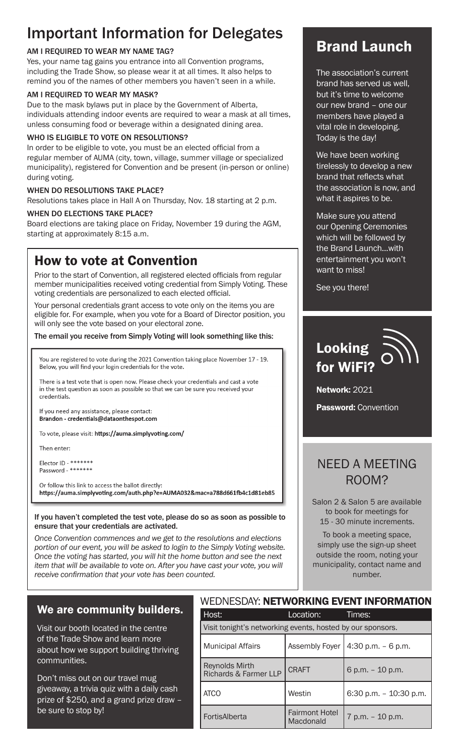# Important Information for Delegates

#### AM I REQUIRED TO WEAR MY NAME TAG?

Yes, your name tag gains you entrance into all Convention programs, including the Trade Show, so please wear it at all times. It also helps to remind you of the names of other members you haven't seen in a while.

#### AM I REQUIRED TO WEAR MY MASK?

Due to the mask bylaws put in place by the Government of Alberta, individuals attending indoor events are required to wear a mask at all times, unless consuming food or beverage within a designated dining area.

#### WHO IS ELIGIBLE TO VOTE ON RESOLUTIONS?

In order to be eligible to vote, you must be an elected official from a regular member of AUMA (city, town, village, summer village or specialized municipality), registered for Convention and be present (in-person or online) during voting.

#### WHEN DO RESOLUTIONS TAKE PLACE?

Resolutions takes place in Hall A on Thursday, Nov. 18 starting at 2 p.m.

#### WHEN DO ELECTIONS TAKE PLACE?

Board elections are taking place on Friday, November 19 during the AGM, starting at approximately 8:15 a.m.

## How to vote at Convention

Prior to the start of Convention, all registered elected officials from regular member municipalities received voting credential from Simply Voting. These voting credentials are personalized to each elected official.

Your personal credentials grant access to vote only on the items you are eligible for. For example, when you vote for a Board of Director position, you will only see the vote based on your electoral zone.

The email you receive from Simply Voting will look something like this:

> You are registered to vote during the 2021 Convention taking place November 17 - 19. Below, you will find your login credentials for the vote.
>
> There is a test vote that is open now. Please check your credentials and cast a vote in the test question as soon as possible so that we can be sure you received your credentials.
>
> If you need any assistance, please contact:
> **Brandon - credentials@dataonthespot.com**
>
> To vote, please visit: **https://auma.simplyvoting.com/**
>
> Then enter:
>
> Elector ID - *******
> Password - *******
>
> Or follow this link to access the ballot directly:
> **https://auma.simplyvoting.com/auth.php?e=AUMA032&mac=a788d661fb4c1d81eb85**

**If you haven't completed the test vote, please do so as soon as possible to ensure that your credentials are activated.**

*Once Convention commences and we get to the resolutions and elections portion of our event, you will be asked to login to the Simply Voting website. Once the voting has started, you will hit the home button and see the next item that will be available to vote on. After you have cast your vote, you will receive confirmation that your vote has been counted.*

## Brand Launch

The association's current brand has served us well, but it's time to welcome our new brand – one our members have played a vital role in developing. Today is the day!

We have been working tirelessly to develop a new brand that reflects what the association is now, and what it aspires to be.

Make sure you attend our Opening Ceremonies which will be followed by the Brand Launch...with entertainment you won't want to miss!

See you there!

## Looking for WiFi?

**Network:** 2021

**Password:** Convention

## NEED A MEETING ROOM?

Salon 2 & Salon 5 are available to book for meetings for 15 - 30 minute increments.

To book a meeting space, simply use the sign-up sheet outside the room, noting your municipality, contact name and number.

## We are community builders.

Visit our booth located in the centre of the Trade Show and learn more about how we support building thriving communities.

Don't miss out on our travel mug giveaway, a trivia quiz with a daily cash prize of $250, and a grand prize draw – be sure to stop by!

## WEDNESDAY: NETWORKING EVENT INFORMATION

| Host: | Location: | Times: |
|---|---|---|
| Visit tonight's networking events, hosted by our sponsors. | | |
| Municipal Affairs | Assembly Foyer | 4:30 p.m. – 6 p.m. |
| Reynolds Mirth Richards & Farmer LLP | CRAFT | 6 p.m. – 10 p.m. |
| ATCO | Westin | 6:30 p.m. – 10:30 p.m. |
| FortisAlberta | Fairmont Hotel Macdonald | 7 p.m. – 10 p.m. |